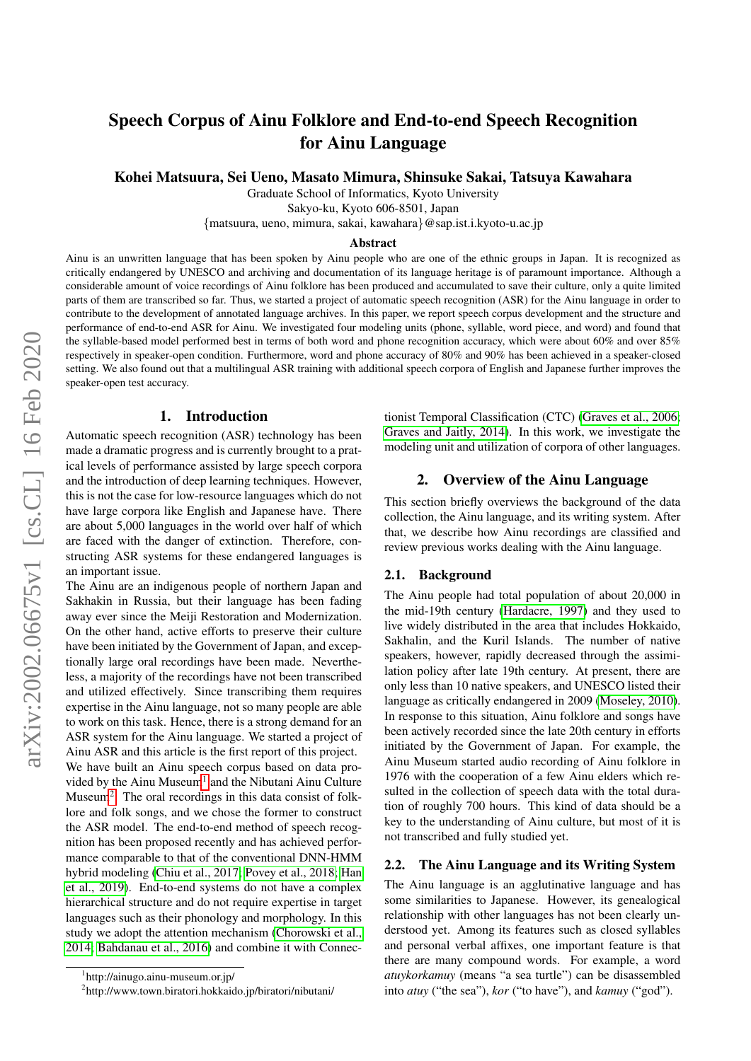# Speech Corpus of Ainu Folklore and End-to-end Speech Recognition for Ainu Language

**Kohei Matsuura, Sei Ueno, Masato Mimura, Shinsuke Sakai, Tatsuya Kawahara**

Graduate School of Informatics, Kyoto University
Sakyo-ku, Kyoto 606-8501, Japan
{matsuura, ueno, mimura, sakai, kawahara}@sap.ist.i.kyoto-u.ac.jp

## Abstract

Ainu is an unwritten language that has been spoken by Ainu people who are one of the ethnic groups in Japan. It is recognized as critically endangered by UNESCO and archiving and documentation of its language heritage is of paramount importance. Although a considerable amount of voice recordings of Ainu folklore has been produced and accumulated to save their culture, only a quite limited parts of them are transcribed so far. Thus, we started a project of automatic speech recognition (ASR) for the Ainu language in order to contribute to the development of annotated language archives. In this paper, we report speech corpus development and the structure and performance of end-to-end ASR for Ainu. We investigated four modeling units (phone, syllable, word piece, and word) and found that the syllable-based model performed best in terms of both word and phone recognition accuracy, which were about 60% and over 85% respectively in speaker-open condition. Furthermore, word and phone accuracy of 80% and 90% has been achieved in a speaker-closed setting. We also found out that a multilingual ASR training with additional speech corpora of English and Japanese further improves the speaker-open test accuracy.

## 1. Introduction

Automatic speech recognition (ASR) technology has been made a dramatic progress and is currently brought to a pratical levels of performance assisted by large speech corpora and the introduction of deep learning techniques. However, this is not the case for low-resource languages which do not have large corpora like English and Japanese have. There are about 5,000 languages in the world over half of which are faced with the danger of extinction. Therefore, constructing ASR systems for these endangered languages is an important issue.

The Ainu are an indigenous people of northern Japan and Sakhakin in Russia, but their language has been fading away ever since the Meiji Restoration and Modernization. On the other hand, active efforts to preserve their culture have been initiated by the Government of Japan, and exceptionally large oral recordings have been made. Nevertheless, a majority of the recordings have not been transcribed and utilized effectively. Since transcribing them requires expertise in the Ainu language, not so many people are able to work on this task. Hence, there is a strong demand for an ASR system for the Ainu language. We started a project of Ainu ASR and this article is the first report of this project.

We have built an Ainu speech corpus based on data provided by the Ainu Museum[1] and the Nibutani Ainu Culture Museum[2]. The oral recordings in this data consist of folklore and folk songs, and we chose the former to construct the ASR model. The end-to-end method of speech recognition has been proposed recently and has achieved performance comparable to that of the conventional DNN-HMM hybrid modeling (Chiu et al., 2017; Povey et al., 2018; Han et al., 2019). End-to-end systems do not have a complex hierarchical structure and do not require expertise in target languages such as their phonology and morphology. In this study we adopt the attention mechanism (Chorowski et al., 2014; Bahdanau et al., 2016) and combine it with Connectionist Temporal Classification (CTC) (Graves et al., 2006; Graves and Jaitly, 2014). In this work, we investigate the modeling unit and utilization of corpora of other languages.

## 2. Overview of the Ainu Language

This section briefly overviews the background of the data collection, the Ainu language, and its writing system. After that, we describe how Ainu recordings are classified and review previous works dealing with the Ainu language.

### 2.1. Background

The Ainu people had total population of about 20,000 in the mid-19th century (Hardacre, 1997) and they used to live widely distributed in the area that includes Hokkaido, Sakhalin, and the Kuril Islands. The number of native speakers, however, rapidly decreased through the assimilation policy after late 19th century. At present, there are only less than 10 native speakers, and UNESCO listed their language as critically endangered in 2009 (Moseley, 2010). In response to this situation, Ainu folklore and songs have been actively recorded since the late 20th century in efforts initiated by the Government of Japan. For example, the Ainu Museum started audio recording of Ainu folklore in 1976 with the cooperation of a few Ainu elders which resulted in the collection of speech data with the total duration of roughly 700 hours. This kind of data should be a key to the understanding of Ainu culture, but most of it is not transcribed and fully studied yet.

### 2.2. The Ainu Language and its Writing System

The Ainu language is an agglutinative language and has some similarities to Japanese. However, its genealogical relationship with other languages has not been clearly understood yet. Among its features such as closed syllables and personal verbal affixes, one important feature is that there are many compound words. For example, a word *atuykorkamuy* (means "a sea turtle") can be disassembled into *atuy* ("the sea"), *kor* ("to have"), and *kamuy* ("god").

[1] http://ainugo.ainu-museum.or.jp/

[2] http://www.town.biratori.hokkaido.jp/biratori/nibutani/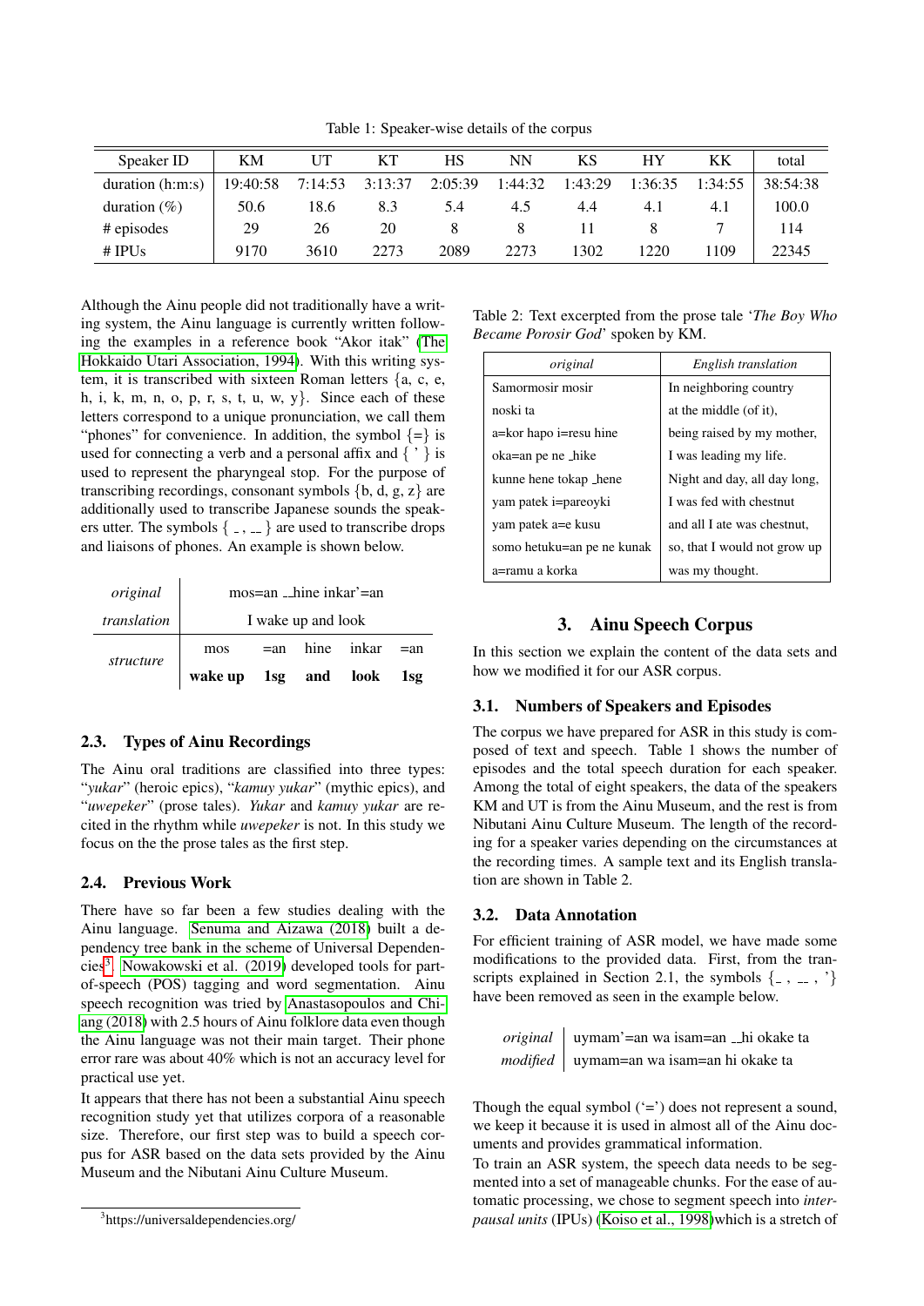Table 1: Speaker-wise details of the corpus

| Speaker ID | KM | UT | KT | HS | NN | KS | HY | KK | total |
|---|---|---|---|---|---|---|---|---|---|
| duration (h:m:s) | 19:40:58 | 7:14:53 | 3:13:37 | 2:05:39 | 1:44:32 | 1:43:29 | 1:36:35 | 1:34:55 | 38:54:38 |
| duration (%) | 50.6 | 18.6 | 8.3 | 5.4 | 4.5 | 4.4 | 4.1 | 4.1 | 100.0 |
| # episodes | 29 | 26 | 20 | 8 | 8 | 11 | 8 | 7 | 114 |
| # IPUs | 9170 | 3610 | 2273 | 2089 | 2273 | 1302 | 1220 | 1109 | 22345 |

Although the Ainu people did not traditionally have a writing system, the Ainu language is currently written following the examples in a reference book "Akor itak" (The Hokkaido Utari Association, 1994). With this writing system, it is transcribed with sixteen Roman letters {a, c, e, h, i, k, m, n, o, p, r, s, t, u, w, y}. Since each of these letters correspond to a unique pronunciation, we call them "phones" for convenience. In addition, the symbol {=} is used for connecting a verb and a personal affix and { ' } is used to represent the pharyngeal stop. For the purpose of transcribing recordings, consonant symbols {b, d, g, z} are additionally used to transcribe Japanese sounds the speakers utter. The symbols { _ , __ } are used to transcribe drops and liaisons of phones. An example is shown below.

| | | | | | |
|---|---|---|---|---|---|
| *original* | mos=an __hine inkar'=an | | | | |
| *translation* | I wake up and look | | | | |
| *structure* | mos | =an | hine | inkar | =an |
| | **wake up** | **1sg** | **and** | **look** | **1sg** |

### 2.3. Types of Ainu Recordings

The Ainu oral traditions are classified into three types: "*yukar*" (heroic epics), "*kamuy yukar*" (mythic epics), and "*uwepeker*" (prose tales). *Yukar* and *kamuy yukar* are recited in the rhythm while *uwepeker* is not. In this study we focus on the the prose tales as the first step.

### 2.4. Previous Work

There have so far been a few studies dealing with the Ainu language. Senuma and Aizawa (2018) built a dependency tree bank in the scheme of Universal Dependencies[3]. Nowakowski et al. (2019) developed tools for part-of-speech (POS) tagging and word segmentation. Ainu speech recognition was tried by Anastasopoulos and Chiang (2018) with 2.5 hours of Ainu folklore data even though the Ainu language was not their main target. Their phone error rare was about 40% which is not an accuracy level for practical use yet.

It appears that there has not been a substantial Ainu speech recognition study yet that utilizes corpora of a reasonable size. Therefore, our first step was to build a speech corpus for ASR based on the data sets provided by the Ainu Museum and the Nibutani Ainu Culture Museum.

[3]https://universaldependencies.org/

Table 2: Text excerpted from the prose tale '*The Boy Who Became Porosir God*' spoken by KM.

| *original* | *English translation* |
|---|---|
| Samormosir mosir | In neighboring country |
| noski ta | at the middle (of it), |
| a=kor hapo i=resu hine | being raised by my mother, |
| oka=an pe ne _hike | I was leading my life. |
| kunne hene tokap _hene | Night and day, all day long, |
| yam patek i=pareoyki | I was fed with chestnut |
| yam patek a=e kusu | and all I ate was chestnut, |
| somo hetuku=an pe ne kunak | so, that I would not grow up |
| a=ramu a korka | was my thought. |

## 3. Ainu Speech Corpus

In this section we explain the content of the data sets and how we modified it for our ASR corpus.

### 3.1. Numbers of Speakers and Episodes

The corpus we have prepared for ASR in this study is composed of text and speech. Table 1 shows the number of episodes and the total speech duration for each speaker. Among the total of eight speakers, the data of the speakers KM and UT is from the Ainu Museum, and the rest is from Nibutani Ainu Culture Museum. The length of the recording for a speaker varies depending on the circumstances at the recording times. A sample text and its English translation are shown in Table 2.

### 3.2. Data Annotation

For efficient training of ASR model, we have made some modifications to the provided data. First, from the transcripts explained in Section 2.1, the symbols {_ , __ , '} have been removed as seen in the example below.

| | |
|---|---|
| *original* | uymam'=an wa isam=an __hi okake ta |
| *modified* | uymam=an wa isam=an hi okake ta |

Though the equal symbol ('=') does not represent a sound, we keep it because it is used in almost all of the Ainu documents and provides grammatical information.

To train an ASR system, the speech data needs to be segmented into a set of manageable chunks. For the ease of automatic processing, we chose to segment speech into *inter-pausal units* (IPUs) (Koiso et al., 1998)which is a stretch of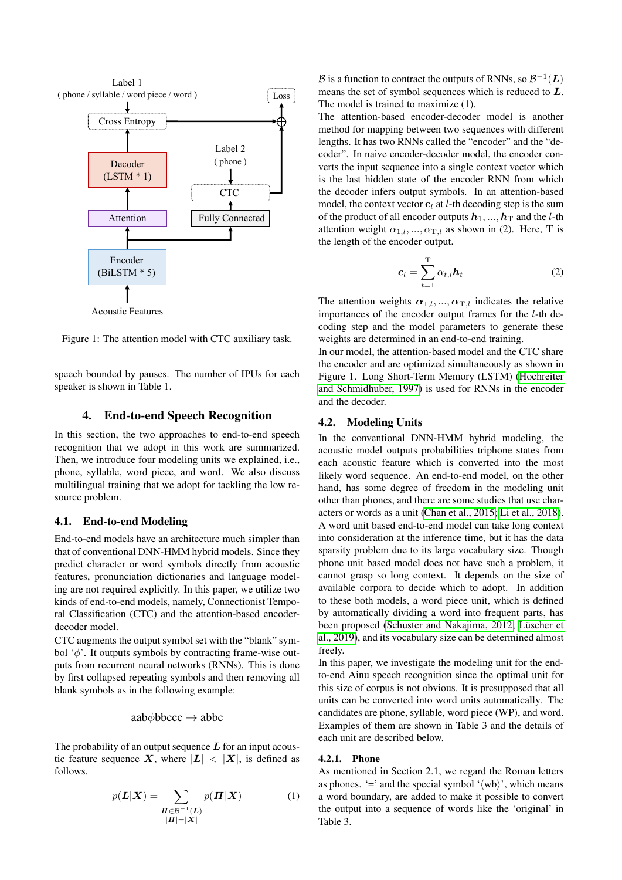Figure 1: The attention model with CTC auxiliary task.

speech bounded by pauses. The number of IPUs for each speaker is shown in Table 1.

## 4. End-to-end Speech Recognition

In this section, the two approaches to end-to-end speech recognition that we adopt in this work are summarized. Then, we introduce four modeling units we explained, i.e., phone, syllable, word piece, and word. We also discuss multilingual training that we adopt for tackling the low resource problem.

### 4.1. End-to-end Modeling

End-to-end models have an architecture much simpler than that of conventional DNN-HMM hybrid models. Since they predict character or word symbols directly from acoustic features, pronunciation dictionaries and language modeling are not required explicitly. In this paper, we utilize two kinds of end-to-end models, namely, Connectionist Temporal Classification (CTC) and the attention-based encoder-decoder model.

CTC augments the output symbol set with the "blank" symbol '$\phi$'. It outputs symbols by contracting frame-wise outputs from recurrent neural networks (RNNs). This is done by first collapsed repeating symbols and then removing all blank symbols as in the following example:

$$\text{aab}\phi\text{bbccc} \rightarrow \text{abbc}$$

The probability of an output sequence $\boldsymbol{L}$ for an input acoustic feature sequence $\boldsymbol{X}$, where $|\boldsymbol{L}| < |\boldsymbol{X}|$, is defined as follows.

$$p(\boldsymbol{L}|\boldsymbol{X}) = \sum_{\substack{\boldsymbol{\Pi} \in \mathcal{B}^{-1}(\boldsymbol{L}) \\ |\boldsymbol{\Pi}|=|\boldsymbol{X}|}} p(\boldsymbol{\Pi}|\boldsymbol{X}) \tag{1}$$

$\mathcal{B}$ is a function to contract the outputs of RNNs, so $\mathcal{B}^{-1}(\boldsymbol{L})$ means the set of symbol sequences which is reduced to $\boldsymbol{L}$. The model is trained to maximize (1).

The attention-based encoder-decoder model is another method for mapping between two sequences with different lengths. It has two RNNs called the "encoder" and the "decoder". In naive encoder-decoder model, the encoder converts the input sequence into a single context vector which is the last hidden state of the encoder RNN from which the decoder infers output symbols. In an attention-based model, the context vector $\mathbf{c}_l$ at $l$-th decoding step is the sum of the product of all encoder outputs $\boldsymbol{h}_1, ..., \boldsymbol{h}_\mathrm{T}$ and the $l$-th attention weight $\alpha_{1,l}, ..., \alpha_{\mathrm{T},l}$ as shown in (2). Here, T is the length of the encoder output.

$$\boldsymbol{c}_l = \sum_{t=1}^{\mathrm{T}} \alpha_{t,l} \boldsymbol{h}_t \tag{2}$$

The attention weights $\boldsymbol{\alpha}_{1,l}, ..., \boldsymbol{\alpha}_{\mathrm{T},l}$ indicates the relative importances of the encoder output frames for the $l$-th decoding step and the model parameters to generate these weights are determined in an end-to-end training.

In our model, the attention-based model and the CTC share the encoder and are optimized simultaneously as shown in Figure 1. Long Short-Term Memory (LSTM) (Hochreiter and Schmidhuber, 1997) is used for RNNs in the encoder and the decoder.

### 4.2. Modeling Units

In the conventional DNN-HMM hybrid modeling, the acoustic model outputs probabilities triphone states from each acoustic feature which is converted into the most likely word sequence. An end-to-end model, on the other hand, has some degree of freedom in the modeling unit other than phones, and there are some studies that use characters or words as a unit (Chan et al., 2015; Li et al., 2018). A word unit based end-to-end model can take long context into consideration at the inference time, but it has the data sparsity problem due to its large vocabulary size. Though phone unit based model does not have such a problem, it cannot grasp so long context. It depends on the size of available corpora to decide which to adopt. In addition to these both models, a word piece unit, which is defined by automatically dividing a word into frequent parts, has been proposed (Schuster and Nakajima, 2012; Lüscher et al., 2019), and its vocabulary size can be determined almost freely.

In this paper, we investigate the modeling unit for the end-to-end Ainu speech recognition since the optimal unit for this size of corpus is not obvious. It is presupposed that all units can be converted into word units automatically. The candidates are phone, syllable, word piece (WP), and word. Examples of them are shown in Table 3 and the details of each unit are described below.

#### 4.2.1. Phone

As mentioned in Section 2.1, we regard the Roman letters as phones. '=' and the special symbol '⟨wb⟩', which means a word boundary, are added to make it possible to convert the output into a sequence of words like the 'original' in Table 3.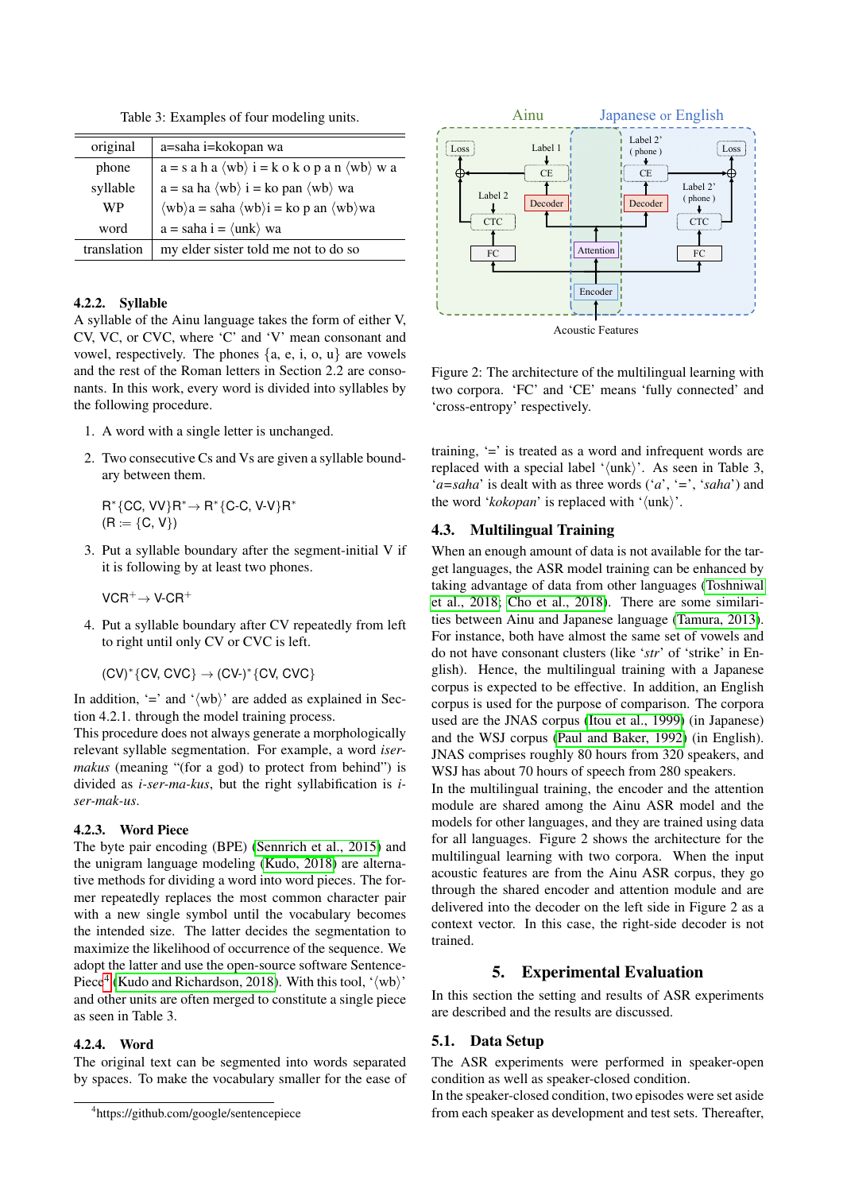Table 3: Examples of four modeling units.

| original | a=saha i=kokopan wa |
|---|---|
| phone | a = s a h a ⟨wb⟩ i = k o k o p a n ⟨wb⟩ w a |
| syllable | a = sa ha ⟨wb⟩ i = ko pan ⟨wb⟩ wa |
| WP | ⟨wb⟩a = saha ⟨wb⟩i = ko p an ⟨wb⟩wa |
| word | a = saha i = ⟨unk⟩ wa |
| translation | my elder sister told me not to do so |

#### 4.2.2. Syllable

A syllable of the Ainu language takes the form of either V, CV, VC, or CVC, where 'C' and 'V' mean consonant and vowel, respectively. The phones {a, e, i, o, u} are vowels and the rest of the Roman letters in Section 2.2 are consonants. In this work, every word is divided into syllables by the following procedure.

1. A word with a single letter is unchanged.

2. Two consecutive Cs and Vs are given a syllable boundary between them.

   $R^*\{CC, VV\}R^* \rightarrow R^*\{C\text{-}C, V\text{-}V\}R^*$
   $(R := \{C, V\})$

3. Put a syllable boundary after the segment-initial V if it is following by at least two phones.

   $VCR^+ \rightarrow V\text{-}CR^+$

4. Put a syllable boundary after CV repeatedly from left to right until only CV or CVC is left.

   $(CV)^*\{CV, CVC\} \rightarrow (CV\text{-})^*\{CV, CVC\}$

In addition, '=' and '⟨wb⟩' are added as explained in Section 4.2.1. through the model training process.
This procedure does not always generate a morphologically relevant syllable segmentation. For example, a word *isermakus* (meaning "(for a god) to protect from behind") is divided as *i-ser-ma-kus*, but the right syllabification is *i-ser-mak-us*.

#### 4.2.3. Word Piece

The byte pair encoding (BPE) (Sennrich et al., 2015) and the unigram language modeling (Kudo, 2018) are alternative methods for dividing a word into word pieces. The former repeatedly replaces the most common character pair with a new single symbol until the vocabulary becomes the intended size. The latter decides the segmentation to maximize the likelihood of occurrence of the sequence. We adopt the latter and use the open-source software SentencePiece[4] (Kudo and Richardson, 2018). With this tool, '⟨wb⟩' and other units are often merged to constitute a single piece as seen in Table 3.

#### 4.2.4. Word

The original text can be segmented into words separated by spaces. To make the vocabulary smaller for the ease of training, '=' is treated as a word and infrequent words are replaced with a special label '⟨unk⟩'. As seen in Table 3, '*a=saha*' is dealt with as three words ('*a*', '=', '*saha*') and the word '*kokopan*' is replaced with '⟨unk⟩'.

[4] https://github.com/google/sentencepiece

Figure 2: The architecture of the multilingual learning with two corpora. 'FC' and 'CE' means 'fully connected' and 'cross-entropy' respectively.

### 4.3. Multilingual Training

When an enough amount of data is not available for the target languages, the ASR model training can be enhanced by taking advantage of data from other languages (Toshniwal et al., 2018; Cho et al., 2018). There are some similarities between Ainu and Japanese language (Tamura, 2013). For instance, both have almost the same set of vowels and do not have consonant clusters (like '*str*' of 'strike' in English). Hence, the multilingual training with a Japanese corpus is expected to be effective. In addition, an English corpus is used for the purpose of comparison. The corpora used are the JNAS corpus (Itou et al., 1999) (in Japanese) and the WSJ corpus (Paul and Baker, 1992) (in English). JNAS comprises roughly 80 hours from 320 speakers, and WSJ has about 70 hours of speech from 280 speakers.
In the multilingual training, the encoder and the attention module are shared among the Ainu ASR model and the models for other languages, and they are trained using data for all languages. Figure 2 shows the architecture for the multilingual learning with two corpora. When the input acoustic features are from the Ainu ASR corpus, they go through the shared encoder and attention module and are delivered into the decoder on the left side in Figure 2 as a context vector. In this case, the right-side decoder is not trained.

## 5. Experimental Evaluation

In this section the setting and results of ASR experiments are described and the results are discussed.

### 5.1. Data Setup

The ASR experiments were performed in speaker-open condition as well as speaker-closed condition.
In the speaker-closed condition, two episodes were set aside from each speaker as development and test sets. Thereafter,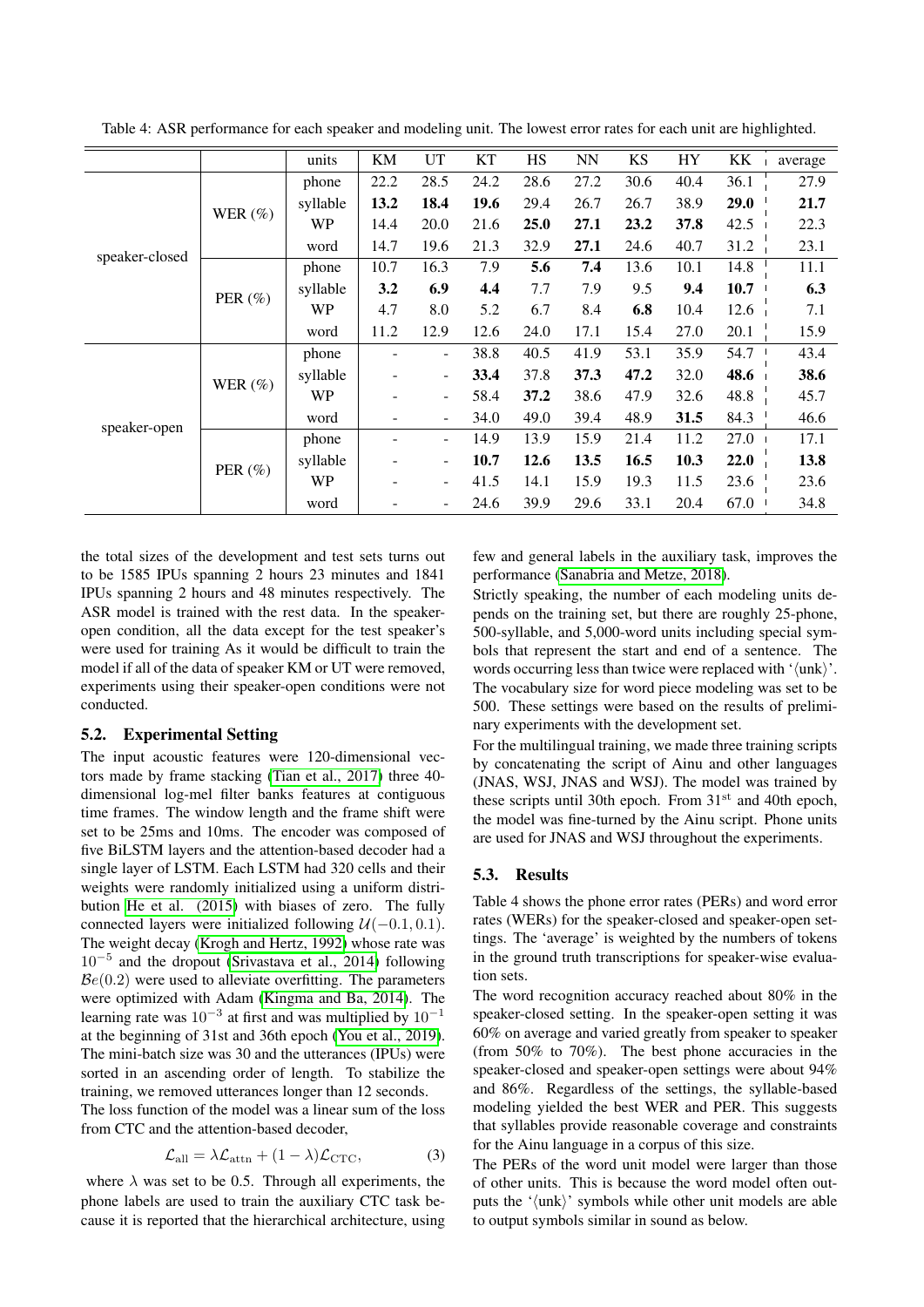Table 4: ASR performance for each speaker and modeling unit. The lowest error rates for each unit are highlighted.

| | | units | KM | UT | KT | HS | NN | KS | HY | KK | average |
|---|---|---|---|---|---|---|---|---|---|---|---|
| speaker-closed | WER (%) | phone | 22.2 | 28.5 | 24.2 | 28.6 | 27.2 | 30.6 | 40.4 | 36.1 | 27.9 |
| | | syllable | **13.2** | **18.4** | **19.6** | 29.4 | 26.7 | 26.7 | 38.9 | **29.0** | **21.7** |
| | | WP | 14.4 | 20.0 | 21.6 | **25.0** | **27.1** | **23.2** | **37.8** | 42.5 | 22.3 |
| | | word | 14.7 | 19.6 | 21.3 | 32.9 | **27.1** | 24.6 | 40.7 | 31.2 | 23.1 |
| | PER (%) | phone | 10.7 | 16.3 | 7.9 | **5.6** | **7.4** | 13.6 | 10.1 | 14.8 | 11.1 |
| | | syllable | **3.2** | **6.9** | **4.4** | 7.7 | 7.9 | 9.5 | **9.4** | **10.7** | **6.3** |
| | | WP | 4.7 | 8.0 | 5.2 | 6.7 | 8.4 | **6.8** | 10.4 | 12.6 | 7.1 |
| | | word | 11.2 | 12.9 | 12.6 | 24.0 | 17.1 | 15.4 | 27.0 | 20.1 | 15.9 |
| speaker-open | WER (%) | phone | - | - | 38.8 | 40.5 | 41.9 | 53.1 | 35.9 | 54.7 | 43.4 |
| | | syllable | - | - | **33.4** | 37.8 | **37.3** | **47.2** | 32.0 | **48.6** | **38.6** |
| | | WP | - | - | 58.4 | **37.2** | 38.6 | 47.9 | 32.6 | 48.8 | 45.7 |
| | | word | - | - | 34.0 | 49.0 | 39.4 | 48.9 | **31.5** | 84.3 | 46.6 |
| | PER (%) | phone | - | - | 14.9 | 13.9 | 15.9 | 21.4 | 11.2 | 27.0 | 17.1 |
| | | syllable | - | - | **10.7** | **12.6** | **13.5** | **16.5** | **10.3** | **22.0** | **13.8** |
| | | WP | - | - | 41.5 | 14.1 | 15.9 | 19.3 | 11.5 | 23.6 | 23.6 |
| | | word | - | - | 24.6 | 39.9 | 29.6 | 33.1 | 20.4 | 67.0 | 34.8 |

the total sizes of the development and test sets turns out to be 1585 IPUs spanning 2 hours 23 minutes and 1841 IPUs spanning 2 hours and 48 minutes respectively. The ASR model is trained with the rest data. In the speaker-open condition, all the data except for the test speaker's were used for training As it would be difficult to train the model if all of the data of speaker KM or UT were removed, experiments using their speaker-open conditions were not conducted.

### 5.2. Experimental Setting

The input acoustic features were 120-dimensional vectors made by frame stacking (Tian et al., 2017) three 40-dimensional log-mel filter banks features at contiguous time frames. The window length and the frame shift were set to be 25ms and 10ms. The encoder was composed of five BiLSTM layers and the attention-based decoder had a single layer of LSTM. Each LSTM had 320 cells and their weights were randomly initialized using a uniform distribution He et al. (2015) with biases of zero. The fully connected layers were initialized following $\mathcal{U}(-0.1, 0.1)$. The weight decay (Krogh and Hertz, 1992) whose rate was $10^{-5}$ and the dropout (Srivastava et al., 2014) following $\mathcal{B}e(0.2)$ were used to alleviate overfitting. The parameters were optimized with Adam (Kingma and Ba, 2014). The learning rate was $10^{-3}$ at first and was multiplied by $10^{-1}$ at the beginning of 31st and 36th epoch (You et al., 2019). The mini-batch size was 30 and the utterances (IPUs) were sorted in an ascending order of length. To stabilize the training, we removed utterances longer than 12 seconds.

The loss function of the model was a linear sum of the loss from CTC and the attention-based decoder,

$$\mathcal{L}_{\mathrm{all}} = \lambda \mathcal{L}_{\mathrm{attn}} + (1-\lambda)\mathcal{L}_{\mathrm{CTC}}, \tag{3}$$

where $\lambda$ was set to be 0.5. Through all experiments, the phone labels are used to train the auxiliary CTC task because it is reported that the hierarchical architecture, using few and general labels in the auxiliary task, improves the performance (Sanabria and Metze, 2018).

Strictly speaking, the number of each modeling units depends on the training set, but there are roughly 25-phone, 500-syllable, and 5,000-word units including special symbols that represent the start and end of a sentence. The words occurring less than twice were replaced with '⟨unk⟩'. The vocabulary size for word piece modeling was set to be 500. These settings were based on the results of preliminary experiments with the development set.

For the multilingual training, we made three training scripts by concatenating the script of Ainu and other languages (JNAS, WSJ, JNAS and WSJ). The model was trained by these scripts until 30th epoch. From 31st and 40th epoch, the model was fine-turned by the Ainu script. Phone units are used for JNAS and WSJ throughout the experiments.

### 5.3. Results

Table 4 shows the phone error rates (PERs) and word error rates (WERs) for the speaker-closed and speaker-open settings. The 'average' is weighted by the numbers of tokens in the ground truth transcriptions for speaker-wise evaluation sets.

The word recognition accuracy reached about 80% in the speaker-closed setting. In the speaker-open setting it was 60% on average and varied greatly from speaker to speaker (from 50% to 70%). The best phone accuracies in the speaker-closed and speaker-open settings were about 94% and 86%. Regardless of the settings, the syllable-based modeling yielded the best WER and PER. This suggests that syllables provide reasonable coverage and constraints for the Ainu language in a corpus of this size.

The PERs of the word unit model were larger than those of other units. This is because the word model often outputs the '⟨unk⟩' symbols while other unit models are able to output symbols similar in sound as below.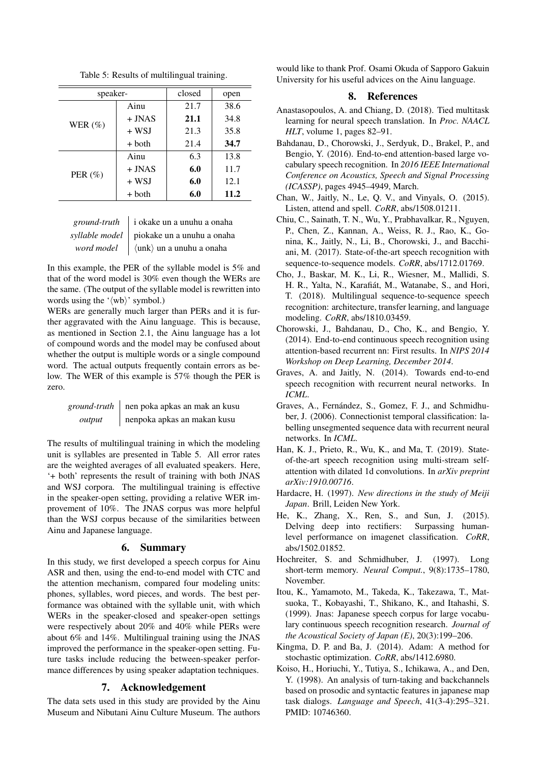Table 5: Results of multilingual training.

| speaker- | | closed | open |
|---|---|---|---|
| WER (%) | Ainu | 21.7 | 38.6 |
| | + JNAS | **21.1** | 34.8 |
| | + WSJ | 21.3 | 35.8 |
| | + both | 21.4 | **34.7** |
| PER (%) | Ainu | 6.3 | 13.8 |
| | + JNAS | **6.0** | 11.7 |
| | + WSJ | **6.0** | 12.1 |
| | + both | **6.0** | **11.2** |

| | |
|---|---|
| *ground-truth* | i okake un a unuhu a onaha |
| *syllable model* | piokake un a unuhu a onaha |
| *word model* | ⟨unk⟩ un a unuhu a onaha |

In this example, the PER of the syllable model is 5% and that of the word model is 30% even though the WERs are the same. (The output of the syllable model is rewritten into words using the '⟨wb⟩' symbol.)

WERs are generally much larger than PERs and it is further aggravated with the Ainu language. This is because, as mentioned in Section 2.1, the Ainu language has a lot of compound words and the model may be confused about whether the output is multiple words or a single compound word. The actual outputs frequently contain errors as below. The WER of this example is 57% though the PER is zero.

| | |
|---|---|
| *ground-truth* | nen poka apkas an mak an kusu |
| *output* | nenpoka apkas an makan kusu |

The results of multilingual training in which the modeling unit is syllables are presented in Table 5. All error rates are the weighted averages of all evaluated speakers. Here, '+ both' represents the result of training with both JNAS and WSJ corpora. The multilingual training is effective in the speaker-open setting, providing a relative WER improvement of 10%. The JNAS corpus was more helpful than the WSJ corpus because of the similarities between Ainu and Japanese language.

## 6. Summary

In this study, we first developed a speech corpus for Ainu ASR and then, using the end-to-end model with CTC and the attention mechanism, compared four modeling units: phones, syllables, word pieces, and words. The best performance was obtained with the syllable unit, with which WERs in the speaker-closed and speaker-open settings were respectively about 20% and 40% while PERs were about 6% and 14%. Multilingual training using the JNAS improved the performance in the speaker-open setting. Future tasks include reducing the between-speaker performance differences by using speaker adaptation techniques.

## 7. Acknowledgement

The data sets used in this study are provided by the Ainu Museum and Nibutani Ainu Culture Museum. The authors would like to thank Prof. Osami Okuda of Sapporo Gakuin University for his useful advices on the Ainu language.

## 8. References

Anastasopoulos, A. and Chiang, D. (2018). Tied multitask learning for neural speech translation. In *Proc. NAACL HLT*, volume 1, pages 82–91.

Bahdanau, D., Chorowski, J., Serdyuk, D., Brakel, P., and Bengio, Y. (2016). End-to-end attention-based large vocabulary speech recognition. In *2016 IEEE International Conference on Acoustics, Speech and Signal Processing (ICASSP)*, pages 4945–4949, March.

Chan, W., Jaitly, N., Le, Q. V., and Vinyals, O. (2015). Listen, attend and spell. *CoRR*, abs/1508.01211.

Chiu, C., Sainath, T. N., Wu, Y., Prabhavalkar, R., Nguyen, P., Chen, Z., Kannan, A., Weiss, R. J., Rao, K., Gonina, K., Jaitly, N., Li, B., Chorowski, J., and Bacchiani, M. (2017). State-of-the-art speech recognition with sequence-to-sequence models. *CoRR*, abs/1712.01769.

Cho, J., Baskar, M. K., Li, R., Wiesner, M., Mallidi, S. H. R., Yalta, N., Karafiát, M., Watanabe, S., and Hori, T. (2018). Multilingual sequence-to-sequence speech recognition: architecture, transfer learning, and language modeling. *CoRR*, abs/1810.03459.

Chorowski, J., Bahdanau, D., Cho, K., and Bengio, Y. (2014). End-to-end continuous speech recognition using attention-based recurrent nn: First results. In *NIPS 2014 Workshop on Deep Learning, December 2014*.

Graves, A. and Jaitly, N. (2014). Towards end-to-end speech recognition with recurrent neural networks. In *ICML*.

Graves, A., Fernández, S., Gomez, F. J., and Schmidhuber, J. (2006). Connectionist temporal classification: labelling unsegmented sequence data with recurrent neural networks. In *ICML*.

Han, K. J., Prieto, R., Wu, K., and Ma, T. (2019). State-of-the-art speech recognition using multi-stream self-attention with dilated 1d convolutions. In *arXiv preprint arXiv:1910.00716*.

Hardacre, H. (1997). *New directions in the study of Meiji Japan*. Brill, Leiden New York.

He, K., Zhang, X., Ren, S., and Sun, J. (2015). Delving deep into rectifiers: Surpassing human-level performance on imagenet classification. *CoRR*, abs/1502.01852.

Hochreiter, S. and Schmidhuber, J. (1997). Long short-term memory. *Neural Comput.*, 9(8):1735–1780, November.

Itou, K., Yamamoto, M., Takeda, K., Takezawa, T., Matsuoka, T., Kobayashi, T., Shikano, K., and Itahashi, S. (1999). Jnas: Japanese speech corpus for large vocabulary continuous speech recognition research. *Journal of the Acoustical Society of Japan (E)*, 20(3):199–206.

Kingma, D. P. and Ba, J. (2014). Adam: A method for stochastic optimization. *CoRR*, abs/1412.6980.

Koiso, H., Horiuchi, Y., Tutiya, S., Ichikawa, A., and Den, Y. (1998). An analysis of turn-taking and backchannels based on prosodic and syntactic features in japanese map task dialogs. *Language and Speech*, 41(3-4):295–321. PMID: 10746360.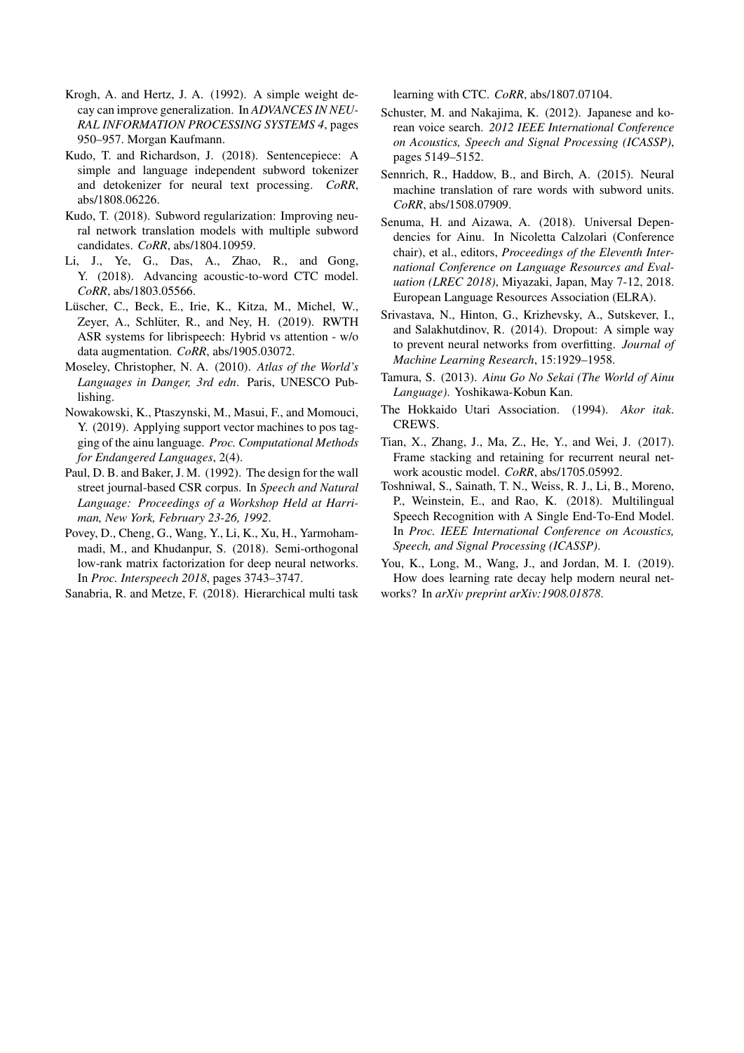Krogh, A. and Hertz, J. A. (1992). A simple weight decay can improve generalization. In *ADVANCES IN NEURAL INFORMATION PROCESSING SYSTEMS 4*, pages 950–957. Morgan Kaufmann.

Kudo, T. and Richardson, J. (2018). Sentencepiece: A simple and language independent subword tokenizer and detokenizer for neural text processing. *CoRR*, abs/1808.06226.

Kudo, T. (2018). Subword regularization: Improving neural network translation models with multiple subword candidates. *CoRR*, abs/1804.10959.

Li, J., Ye, G., Das, A., Zhao, R., and Gong, Y. (2018). Advancing acoustic-to-word CTC model. *CoRR*, abs/1803.05566.

Lüscher, C., Beck, E., Irie, K., Kitza, M., Michel, W., Zeyer, A., Schlüter, R., and Ney, H. (2019). RWTH ASR systems for librispeech: Hybrid vs attention - w/o data augmentation. *CoRR*, abs/1905.03072.

Moseley, Christopher, N. A. (2010). *Atlas of the World's Languages in Danger, 3rd edn*. Paris, UNESCO Publishing.

Nowakowski, K., Ptaszynski, M., Masui, F., and Momouci, Y. (2019). Applying support vector machines to pos tagging of the ainu language. *Proc. Computational Methods for Endangered Languages*, 2(4).

Paul, D. B. and Baker, J. M. (1992). The design for the wall street journal-based CSR corpus. In *Speech and Natural Language: Proceedings of a Workshop Held at Harriman, New York, February 23-26, 1992*.

Povey, D., Cheng, G., Wang, Y., Li, K., Xu, H., Yarmohammadi, M., and Khudanpur, S. (2018). Semi-orthogonal low-rank matrix factorization for deep neural networks. In *Proc. Interspeech 2018*, pages 3743–3747.

Sanabria, R. and Metze, F. (2018). Hierarchical multi task learning with CTC. *CoRR*, abs/1807.07104.

Schuster, M. and Nakajima, K. (2012). Japanese and korean voice search. *2012 IEEE International Conference on Acoustics, Speech and Signal Processing (ICASSP)*, pages 5149–5152.

Sennrich, R., Haddow, B., and Birch, A. (2015). Neural machine translation of rare words with subword units. *CoRR*, abs/1508.07909.

Senuma, H. and Aizawa, A. (2018). Universal Dependencies for Ainu. In Nicoletta Calzolari (Conference chair), et al., editors, *Proceedings of the Eleventh International Conference on Language Resources and Evaluation (LREC 2018)*, Miyazaki, Japan, May 7-12, 2018. European Language Resources Association (ELRA).

Srivastava, N., Hinton, G., Krizhevsky, A., Sutskever, I., and Salakhutdinov, R. (2014). Dropout: A simple way to prevent neural networks from overfitting. *Journal of Machine Learning Research*, 15:1929–1958.

Tamura, S. (2013). *Ainu Go No Sekai (The World of Ainu Language)*. Yoshikawa-Kobun Kan.

The Hokkaido Utari Association. (1994). *Akor itak*. CREWS.

Tian, X., Zhang, J., Ma, Z., He, Y., and Wei, J. (2017). Frame stacking and retaining for recurrent neural network acoustic model. *CoRR*, abs/1705.05992.

Toshniwal, S., Sainath, T. N., Weiss, R. J., Li, B., Moreno, P., Weinstein, E., and Rao, K. (2018). Multilingual Speech Recognition with A Single End-To-End Model. In *Proc. IEEE International Conference on Acoustics, Speech, and Signal Processing (ICASSP)*.

You, K., Long, M., Wang, J., and Jordan, M. I. (2019). How does learning rate decay help modern neural networks? In *arXiv preprint arXiv:1908.01878*.